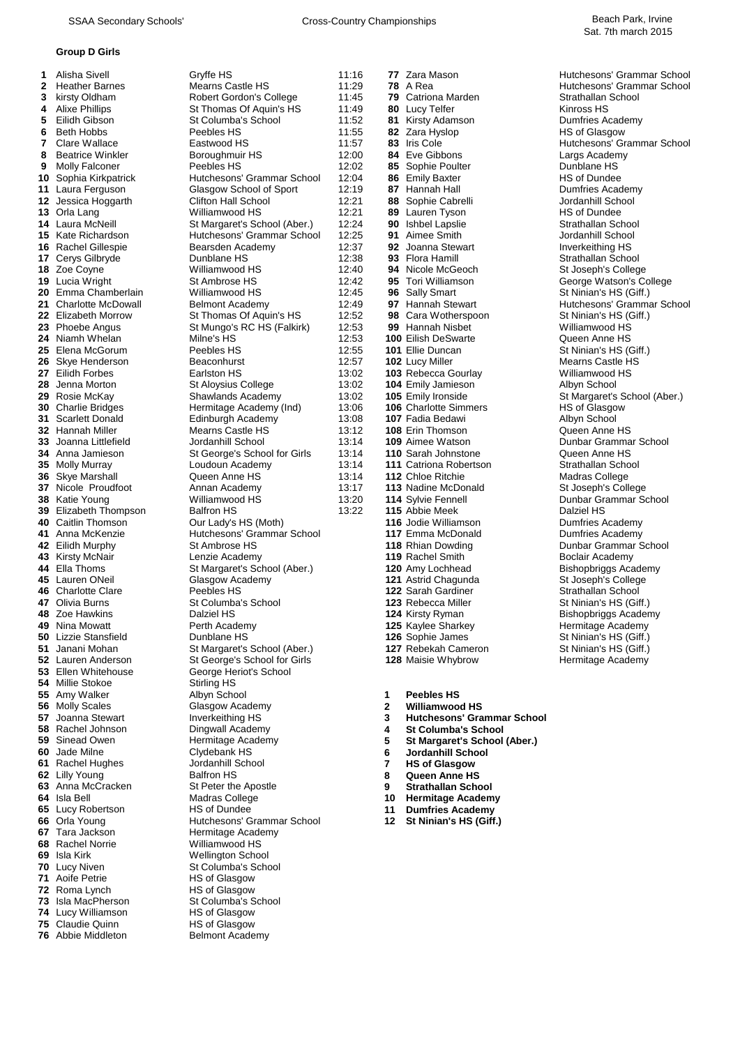SSAA Secondary Schools' Cross-Country Championships

Beach Park, Irvine
Sat. 7th march 2015

### Group D Girls

| Pos | Name | School | Time |
|---|---|---|---|
| 1 | Alisha Sivell | Gryffe HS | 11:16 |
| 2 | Heather Barnes | Mearns Castle HS | 11:29 |
| 3 | kirsty Oldham | Robert Gordon's College | 11:45 |
| 4 | Alixe Phillips | St Thomas Of Aquin's HS | 11:49 |
| 5 | Eilidh Gibson | St Columba's School | 11:52 |
| 6 | Beth Hobbs | Peebles HS | 11:55 |
| 7 | Clare Wallace | Eastwood HS | 11:57 |
| 8 | Beatrice Winkler | Boroughmuir HS | 12:00 |
| 9 | Molly Falconer | Peebles HS | 12:02 |
| 10 | Sophia Kirkpatrick | Hutchesons' Grammar School | 12:04 |
| 11 | Laura Ferguson | Glasgow School of Sport | 12:19 |
| 12 | Jessica Hoggarth | Clifton Hall School | 12:21 |
| 13 | Orla Lang | Williamwood HS | 12:21 |
| 14 | Laura McNeill | St Margaret's School (Aber.) | 12:24 |
| 15 | Kate Richardson | Hutchesons' Grammar School | 12:25 |
| 16 | Rachel Gillespie | Bearsden Academy | 12:37 |
| 17 | Cerys Gilbryde | Dunblane HS | 12:38 |
| 18 | Zoe Coyne | Williamwood HS | 12:40 |
| 19 | Lucia Wright | St Ambrose HS | 12:42 |
| 20 | Emma Chamberlain | Williamwood HS | 12:45 |
| 21 | Charlotte McDowall | Belmont Academy | 12:49 |
| 22 | Elizabeth Morrow | St Thomas Of Aquin's HS | 12:52 |
| 23 | Phoebe Angus | St Mungo's RC HS (Falkirk) | 12:53 |
| 24 | Niamh Whelan | Milne's HS | 12:53 |
| 25 | Elena McGorum | Peebles HS | 12:55 |
| 26 | Skye Henderson | Beaconhurst | 12:57 |
| 27 | Eilidh Forbes | Earlston HS | 13:02 |
| 28 | Jenna Morton | St Aloysius College | 13:02 |
| 29 | Rosie McKay | Shawlands Academy | 13:02 |
| 30 | Charlie Bridges | Hermitage Academy (Ind) | 13:06 |
| 31 | Scarlett Donald | Edinburgh Academy | 13:08 |
| 32 | Hannah Miller | Mearns Castle HS | 13:12 |
| 33 | Joanna Littlefield | Jordanhill School | 13:14 |
| 34 | Anna Jamieson | St George's School for Girls | 13:14 |
| 35 | Molly Murray | Loudoun Academy | 13:14 |
| 36 | Skye Marshall | Queen Anne HS | 13:14 |
| 37 | Nicole Proudfoot | Annan Academy | 13:17 |
| 38 | Katie Young | Williamwood HS | 13:20 |
| 39 | Elizabeth Thompson | Balfron HS | 13:22 |
| 40 | Caitlin Thomson | Our Lady's HS (Moth) | |
| 41 | Anna McKenzie | Hutchesons' Grammar School | |
| 42 | Eilidh Murphy | St Ambrose HS | |
| 43 | Kirsty McNair | Lenzie Academy | |
| 44 | Ella Thoms | St Margaret's School (Aber.) | |
| 45 | Lauren ONeil | Glasgow Academy | |
| 46 | Charlotte Clare | Peebles HS | |
| 47 | Olivia Burns | St Columba's School | |
| 48 | Zoe Hawkins | Dalziel HS | |
| 49 | Nina Mowatt | Perth Academy | |
| 50 | Lizzie Stansfield | Dunblane HS | |
| 51 | Janani Mohan | St Margaret's School (Aber.) | |
| 52 | Lauren Anderson | St George's School for Girls | |
| 53 | Ellen Whitehouse | George Heriot's School | |
| 54 | Millie Stokoe | Stirling HS | |
| 55 | Amy Walker | Albyn School | |
| 56 | Molly Scales | Glasgow Academy | |
| 57 | Joanna Stewart | Inverkeithing HS | |
| 58 | Rachel Johnson | Dingwall Academy | |
| 59 | Sinead Owen | Hermitage Academy | |
| 60 | Jade Milne | Clydebank HS | |
| 61 | Rachel Hughes | Jordanhill School | |
| 62 | Lilly Young | Balfron HS | |
| 63 | Anna McCracken | St Peter the Apostle | |
| 64 | Isla Bell | Madras College | |
| 65 | Lucy Robertson | HS of Dundee | |
| 66 | Orla Young | Hutchesons' Grammar School | |
| 67 | Tara Jackson | Hermitage Academy | |
| 68 | Rachel Norrie | Williamwood HS | |
| 69 | Isla Kirk | Wellington School | |
| 70 | Lucy Niven | St Columba's School | |
| 71 | Aoife Petrie | HS of Glasgow | |
| 72 | Roma Lynch | HS of Glasgow | |
| 73 | Isla MacPherson | St Columba's School | |
| 74 | Lucy Williamson | HS of Glasgow | |
| 75 | Claudie Quinn | HS of Glasgow | |
| 76 | Abbie Middleton | Belmont Academy | |
| 77 | Zara Mason | Hutchesons' Grammar School | |
| 78 | A Rea | Hutchesons' Grammar School | |
| 79 | Catriona Marden | Strathallan School | |
| 80 | Lucy Telfer | Kinross HS | |
| 81 | Kirsty Adamson | Dumfries Academy | |
| 82 | Zara Hyslop | HS of Glasgow | |
| 83 | Iris Cole | Hutchesons' Grammar School | |
| 84 | Eve Gibbons | Largs Academy | |
| 85 | Sophie Poulter | Dunblane HS | |
| 86 | Emily Baxter | HS of Dundee | |
| 87 | Hannah Hall | Dumfries Academy | |
| 88 | Sophie Cabrelli | Jordanhill School | |
| 89 | Lauren Tyson | HS of Dundee | |
| 90 | Ishbel Lapslie | Strathallan School | |
| 91 | Aimee Smith | Jordanhill School | |
| 92 | Joanna Stewart | Inverkeithing HS | |
| 93 | Flora Hamill | Strathallan School | |
| 94 | Nicole McGeoch | St Joseph's College | |
| 95 | Tori Williamson | George Watson's College | |
| 96 | Sally Smart | St Ninian's HS (Giff.) | |
| 97 | Hannah Stewart | Hutchesons' Grammar School | |
| 98 | Cara Wotherspoon | St Ninian's HS (Giff.) | |
| 99 | Hannah Nisbet | Williamwood HS | |
| 100 | Eilish DeSwarte | Queen Anne HS | |
| 101 | Ellie Duncan | St Ninian's HS (Giff.) | |
| 102 | Lucy Miller | Mearns Castle HS | |
| 103 | Rebecca Gourlay | Williamwood HS | |
| 104 | Emily Jamieson | Albyn School | |
| 105 | Emily Ironside | St Margaret's School (Aber.) | |
| 106 | Charlotte Simmers | HS of Glasgow | |
| 107 | Fadia Bedawi | Albyn School | |
| 108 | Erin Thomson | Queen Anne HS | |
| 109 | Aimee Watson | Dunbar Grammar School | |
| 110 | Sarah Johnstone | Queen Anne HS | |
| 111 | Catriona Robertson | Strathallan School | |
| 112 | Chloe Ritchie | Madras College | |
| 113 | Nadine McDonald | St Joseph's College | |
| 114 | Sylvie Fennell | Dunbar Grammar School | |
| 115 | Abbie Meek | Dalziel HS | |
| 116 | Jodie Williamson | Dumfries Academy | |
| 117 | Emma McDonald | Dumfries Academy | |
| 118 | Rhian Dowding | Dunbar Grammar School | |
| 119 | Rachel Smith | Boclair Academy | |
| 120 | Amy Lochhead | Bishopbriggs Academy | |
| 121 | Astrid Chagunda | St Joseph's College | |
| 122 | Sarah Gardiner | Strathallan School | |
| 123 | Rebecca Miller | St Ninian's HS (Giff.) | |
| 124 | Kirsty Ryman | Bishopbriggs Academy | |
| 125 | Kaylee Sharkey | Hermitage Academy | |
| 126 | Sophie James | St Ninian's HS (Giff.) | |
| 127 | Rebekah Cameron | St Ninian's HS (Giff.) | |
| 128 | Maisie Whybrow | Hermitage Academy | |

**Teams**

1. **Peebles HS**
2. **Williamwood HS**
3. **Hutchesons' Grammar School**
4. **St Columba's School**
5. **St Margaret's School (Aber.)**
6. **Jordanhill School**
7. **HS of Glasgow**
8. **Queen Anne HS**
9. **Strathallan School**
10. **Hermitage Academy**
11. **Dumfries Academy**
12. **St Ninian's HS (Giff.)**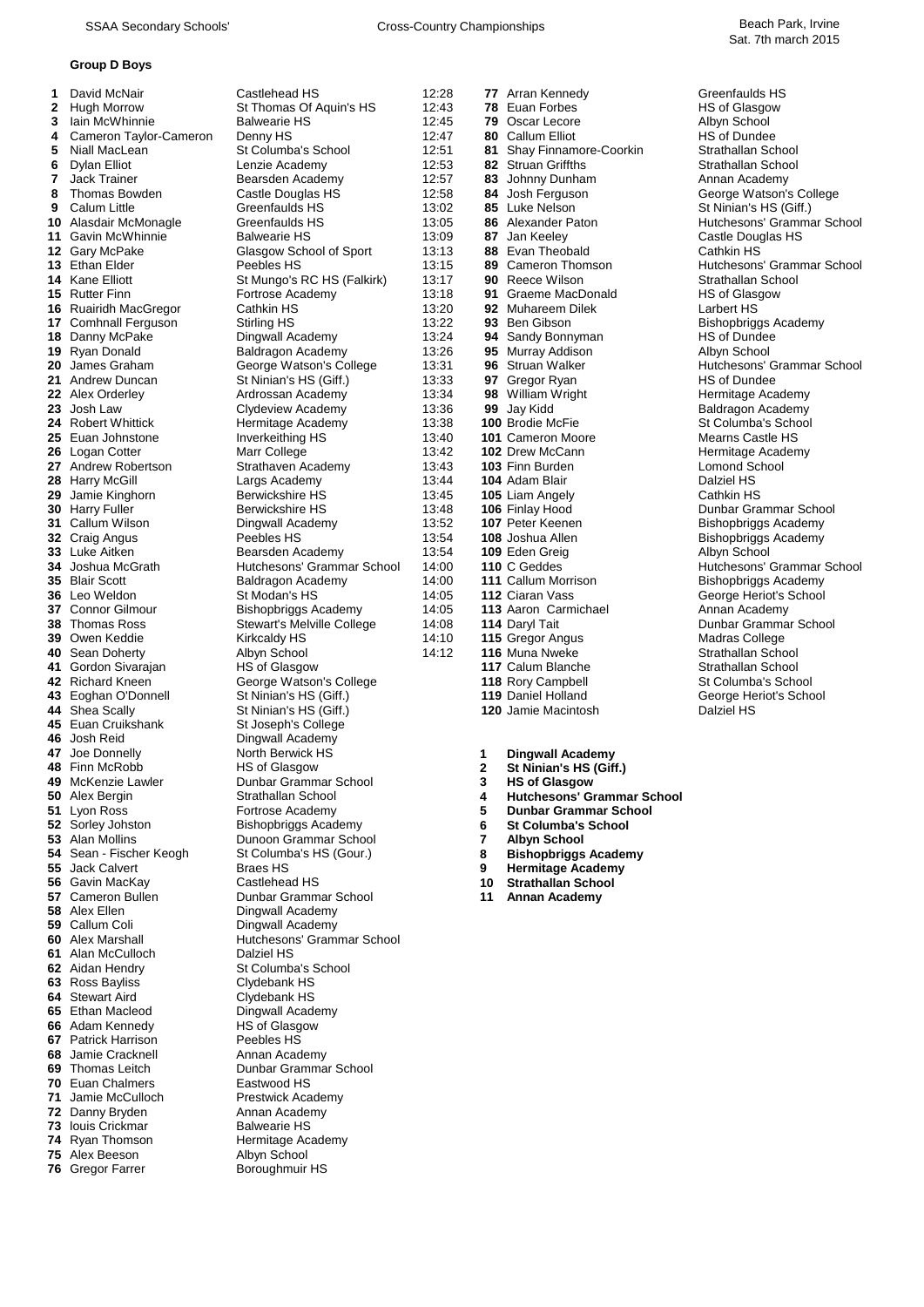## Group D Boys

| Pos | Name | School | Time |
|---|---|---|---|
| 1 | David McNair | Castlehead HS | 12:28 |
| 2 | Hugh Morrow | St Thomas Of Aquin's HS | 12:43 |
| 3 | Iain McWhinnie | Balwearie HS | 12:45 |
| 4 | Cameron Taylor-Cameron | Denny HS | 12:47 |
| 5 | Niall MacLean | St Columba's School | 12:51 |
| 6 | Dylan Elliot | Lenzie Academy | 12:53 |
| 7 | Jack Trainer | Bearsden Academy | 12:57 |
| 8 | Thomas Bowden | Castle Douglas HS | 12:58 |
| 9 | Calum Little | Greenfaulds HS | 13:02 |
| 10 | Alasdair McMonagle | Greenfaulds HS | 13:05 |
| 11 | Gavin McWhinnie | Balwearie HS | 13:09 |
| 12 | Gary McPake | Glasgow School of Sport | 13:13 |
| 13 | Ethan Elder | Peebles HS | 13:15 |
| 14 | Kane Elliott | St Mungo's RC HS (Falkirk) | 13:17 |
| 15 | Rutter Finn | Fortrose Academy | 13:18 |
| 16 | Ruairidh MacGregor | Cathkin HS | 13:20 |
| 17 | Comhnall Ferguson | Stirling HS | 13:22 |
| 18 | Danny McPake | Dingwall Academy | 13:24 |
| 19 | Ryan Donald | Baldragon Academy | 13:26 |
| 20 | James Graham | George Watson's College | 13:31 |
| 21 | Andrew Duncan | St Ninian's HS (Giff.) | 13:33 |
| 22 | Alex Orderley | Ardrossan Academy | 13:34 |
| 23 | Josh Law | Clydeview Academy | 13:36 |
| 24 | Robert Whittick | Hermitage Academy | 13:38 |
| 25 | Euan Johnstone | Inverkeithing HS | 13:40 |
| 26 | Logan Cotter | Marr College | 13:42 |
| 27 | Andrew Robertson | Strathaven Academy | 13:43 |
| 28 | Harry McGill | Largs Academy | 13:44 |
| 29 | Jamie Kinghorn | Berwickshire HS | 13:45 |
| 30 | Harry Fuller | Berwickshire HS | 13:48 |
| 31 | Callum Wilson | Dingwall Academy | 13:52 |
| 32 | Craig Angus | Peebles HS | 13:54 |
| 33 | Luke Aitken | Bearsden Academy | 13:54 |
| 34 | Joshua McGrath | Hutchesons' Grammar School | 14:00 |
| 35 | Blair Scott | Baldragon Academy | 14:00 |
| 36 | Leo Weldon | St Modan's HS | 14:05 |
| 37 | Connor Gilmour | Bishopbriggs Academy | 14:05 |
| 38 | Thomas Ross | Stewart's Melville College | 14:08 |
| 39 | Owen Keddie | Kirkcaldy HS | 14:10 |
| 40 | Sean Doherty | Albyn School | 14:12 |
| 41 | Gordon Sivarajan | HS of Glasgow | |
| 42 | Richard Kneen | George Watson's College | |
| 43 | Eoghan O'Donnell | St Ninian's HS (Giff.) | |
| 44 | Shea Scally | St Ninian's HS (Giff.) | |
| 45 | Euan Cruikshank | St Joseph's College | |
| 46 | Josh Reid | Dingwall Academy | |
| 47 | Joe Donnelly | North Berwick HS | |
| 48 | Finn McRobb | HS of Glasgow | |
| 49 | McKenzie Lawler | Dunbar Grammar School | |
| 50 | Alex Bergin | Strathallan School | |
| 51 | Lyon Ross | Fortrose Academy | |
| 52 | Sorley Johston | Bishopbriggs Academy | |
| 53 | Alan Mollins | Dunoon Grammar School | |
| 54 | Sean - Fischer Keogh | St Columba's HS (Gour.) | |
| 55 | Jack Calvert | Braes HS | |
| 56 | Gavin MacKay | Castlehead HS | |
| 57 | Cameron Bullen | Dunbar Grammar School | |
| 58 | Alex Ellen | Dingwall Academy | |
| 59 | Callum Coli | Dingwall Academy | |
| 60 | Alex Marshall | Hutchesons' Grammar School | |
| 61 | Alan McCulloch | Dalziel HS | |
| 62 | Aidan Hendry | St Columba's School | |
| 63 | Ross Bayliss | Clydebank HS | |
| 64 | Stewart Aird | Clydebank HS | |
| 65 | Ethan Macleod | Dingwall Academy | |
| 66 | Adam Kennedy | HS of Glasgow | |
| 67 | Patrick Harrison | Peebles HS | |
| 68 | Jamie Cracknell | Annan Academy | |
| 69 | Thomas Leitch | Dunbar Grammar School | |
| 70 | Euan Chalmers | Eastwood HS | |
| 71 | Jamie McCulloch | Prestwick Academy | |
| 72 | Danny Bryden | Annan Academy | |
| 73 | louis Crickmar | Balwearie HS | |
| 74 | Ryan Thomson | Hermitage Academy | |
| 75 | Alex Beeson | Albyn School | |
| 76 | Gregor Farrer | Boroughmuir HS | |
| 77 | Arran Kennedy | Greenfaulds HS | |
| 78 | Euan Forbes | HS of Glasgow | |
| 79 | Oscar Lecore | Albyn School | |
| 80 | Callum Elliot | HS of Dundee | |
| 81 | Shay Finnamore-Coorkin | Strathallan School | |
| 82 | Struan Griffths | Strathallan School | |
| 83 | Johnny Dunham | Annan Academy | |
| 84 | Josh Ferguson | George Watson's College | |
| 85 | Luke Nelson | St Ninian's HS (Giff.) | |
| 86 | Alexander Paton | Hutchesons' Grammar School | |
| 87 | Jan Keeley | Castle Douglas HS | |
| 88 | Evan Theobald | Cathkin HS | |
| 89 | Cameron Thomson | Hutchesons' Grammar School | |
| 90 | Reece Wilson | Strathallan School | |
| 91 | Graeme MacDonald | HS of Glasgow | |
| 92 | Muhareem Dilek | Larbert HS | |
| 93 | Ben Gibson | Bishopbriggs Academy | |
| 94 | Sandy Bonnyman | HS of Dundee | |
| 95 | Murray Addison | Albyn School | |
| 96 | Struan Walker | Hutchesons' Grammar School | |
| 97 | Gregor Ryan | HS of Dundee | |
| 98 | William Wright | Hermitage Academy | |
| 99 | Jay Kidd | Baldragon Academy | |
| 100 | Brodie McFie | St Columba's School | |
| 101 | Cameron Moore | Mearns Castle HS | |
| 102 | Drew McCann | Hermitage Academy | |
| 103 | Finn Burden | Lomond School | |
| 104 | Adam Blair | Dalziel HS | |
| 105 | Liam Angely | Cathkin HS | |
| 106 | Finlay Hood | Dunbar Grammar School | |
| 107 | Peter Keenen | Bishopbriggs Academy | |
| 108 | Joshua Allen | Bishopbriggs Academy | |
| 109 | Eden Greig | Albyn School | |
| 110 | C Geddes | Hutchesons' Grammar School | |
| 111 | Callum Morrison | Bishopbriggs Academy | |
| 112 | Ciaran Vass | George Heriot's School | |
| 113 | Aaron Carmichael | Annan Academy | |
| 114 | Daryl Tait | Dunbar Grammar School | |
| 115 | Gregor Angus | Madras College | |
| 116 | Muna Nweke | Strathallan School | |
| 117 | Calum Blanche | Strathallan School | |
| 118 | Rory Campbell | St Columba's School | |
| 119 | Daniel Holland | George Heriot's School | |
| 120 | Jamie Macintosh | Dalziel HS | |

**1 Dingwall Academy**
**2 St Ninian's HS (Giff.)**
**3 HS of Glasgow**
**4 Hutchesons' Grammar School**
**5 Dunbar Grammar School**
**6 St Columba's School**
**7 Albyn School**
**8 Bishopbriggs Academy**
**9 Hermitage Academy**
**10 Strathallan School**
**11 Annan Academy**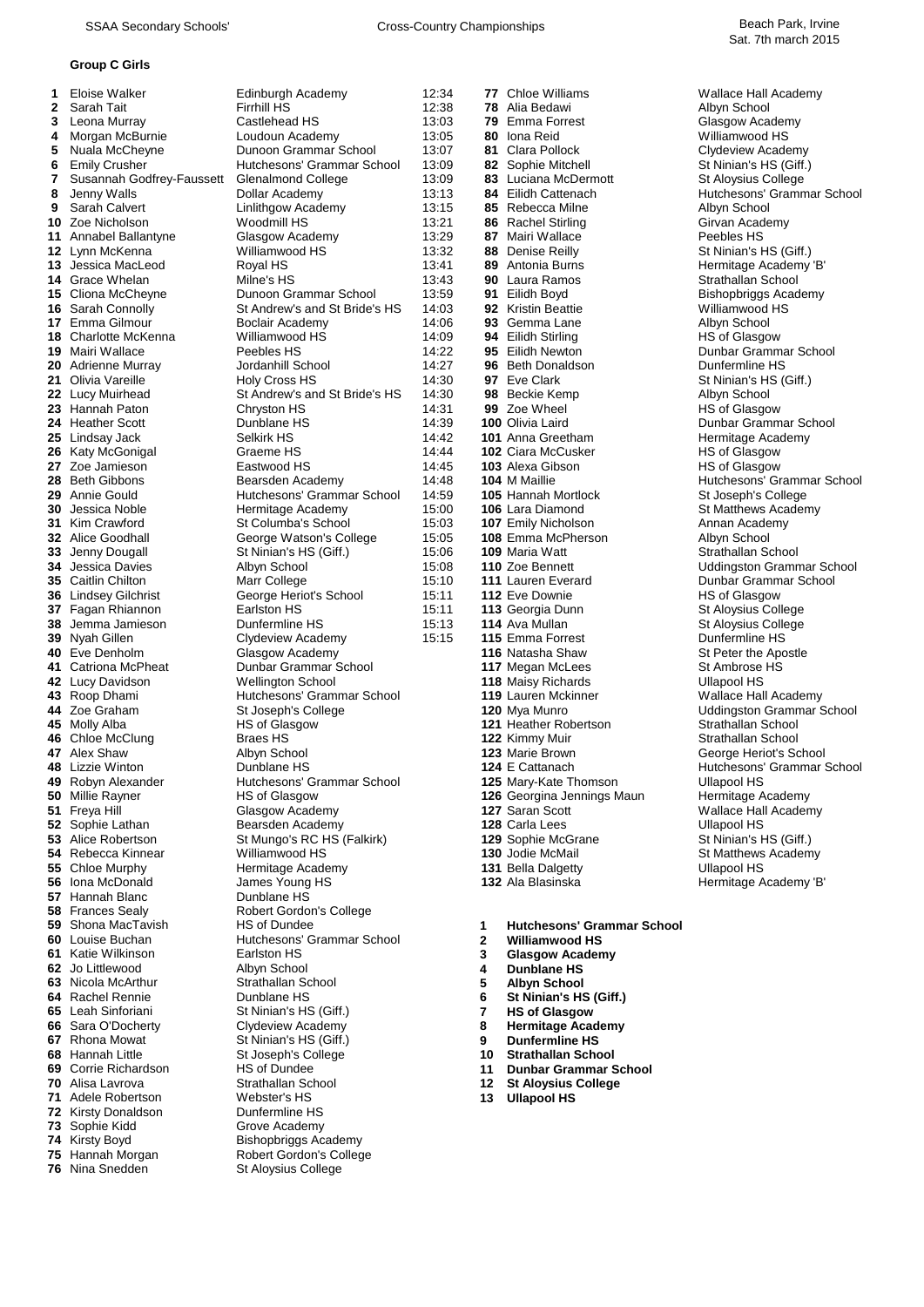## Group C Girls

| Pos | Name | School | Time |
|---|---|---|---|
| 1 | Eloise Walker | Edinburgh Academy | 12:34 |
| 2 | Sarah Tait | Firrhill HS | 12:38 |
| 3 | Leona Murray | Castlehead HS | 13:03 |
| 4 | Morgan McBurnie | Loudoun Academy | 13:05 |
| 5 | Nuala McCheyne | Dunoon Grammar School | 13:07 |
| 6 | Emily Crusher | Hutchesons' Grammar School | 13:09 |
| 7 | Susannah Godfrey-Faussett | Glenalmond College | 13:09 |
| 8 | Jenny Walls | Dollar Academy | 13:13 |
| 9 | Sarah Calvert | Linlithgow Academy | 13:15 |
| 10 | Zoe Nicholson | Woodmill HS | 13:21 |
| 11 | Annabel Ballantyne | Glasgow Academy | 13:29 |
| 12 | Lynn McKenna | Williamwood HS | 13:32 |
| 13 | Jessica MacLeod | Royal HS | 13:41 |
| 14 | Grace Whelan | Milne's HS | 13:43 |
| 15 | Cliona McCheyne | Dunoon Grammar School | 13:59 |
| 16 | Sarah Connolly | St Andrew's and St Bride's HS | 14:03 |
| 17 | Emma Gilmour | Boclair Academy | 14:06 |
| 18 | Charlotte McKenna | Williamwood HS | 14:09 |
| 19 | Mairi Wallace | Peebles HS | 14:22 |
| 20 | Adrienne Murray | Jordanhill School | 14:27 |
| 21 | Olivia Vareille | Holy Cross HS | 14:30 |
| 22 | Lucy Muirhead | St Andrew's and St Bride's HS | 14:30 |
| 23 | Hannah Paton | Chryston HS | 14:31 |
| 24 | Heather Scott | Dunblane HS | 14:39 |
| 25 | Lindsay Jack | Selkirk HS | 14:42 |
| 26 | Katy McGonigal | Graeme HS | 14:44 |
| 27 | Zoe Jamieson | Eastwood HS | 14:45 |
| 28 | Beth Gibbons | Bearsden Academy | 14:48 |
| 29 | Annie Gould | Hutchesons' Grammar School | 14:59 |
| 30 | Jessica Noble | Hermitage Academy | 15:00 |
| 31 | Kim Crawford | St Columba's School | 15:03 |
| 32 | Alice Goodhall | George Watson's College | 15:05 |
| 33 | Jenny Dougall | St Ninian's HS (Giff.) | 15:06 |
| 34 | Jessica Davies | Albyn School | 15:08 |
| 35 | Caitlin Chilton | Marr College | 15:10 |
| 36 | Lindsey Gilchrist | George Heriot's School | 15:11 |
| 37 | Fagan Rhiannon | Earlston HS | 15:11 |
| 38 | Jemma Jamieson | Dunfermline HS | 15:13 |
| 39 | Nyah Gillen | Clydeview Academy | 15:15 |
| 40 | Eve Denholm | Glasgow Academy | |
| 41 | Catriona McPheat | Dunbar Grammar School | |
| 42 | Lucy Davidson | Wellington School | |
| 43 | Roop Dhami | Hutchesons' Grammar School | |
| 44 | Zoe Graham | St Joseph's College | |
| 45 | Molly Alba | HS of Glasgow | |
| 46 | Chloe McClung | Braes HS | |
| 47 | Alex Shaw | Albyn School | |
| 48 | Lizzie Winton | Dunblane HS | |
| 49 | Robyn Alexander | Hutchesons' Grammar School | |
| 50 | Millie Rayner | HS of Glasgow | |
| 51 | Freya Hill | Glasgow Academy | |
| 52 | Sophie Lathan | Bearsden Academy | |
| 53 | Alice Robertson | St Mungo's RC HS (Falkirk) | |
| 54 | Rebecca Kinnear | Williamwood HS | |
| 55 | Chloe Murphy | Hermitage Academy | |
| 56 | Iona McDonald | James Young HS | |
| 57 | Hannah Blanc | Dunblane HS | |
| 58 | Frances Sealy | Robert Gordon's College | |
| 59 | Shona MacTavish | HS of Dundee | |
| 60 | Louise Buchan | Hutchesons' Grammar School | |
| 61 | Katie Wilkinson | Earlston HS | |
| 62 | Jo Littlewood | Albyn School | |
| 63 | Nicola McArthur | Strathallan School | |
| 64 | Rachel Rennie | Dunblane HS | |
| 65 | Leah Sinforiani | St Ninian's HS (Giff.) | |
| 66 | Sara O'Docherty | Clydeview Academy | |
| 67 | Rhona Mowat | St Ninian's HS (Giff.) | |
| 68 | Hannah Little | St Joseph's College | |
| 69 | Corrie Richardson | HS of Dundee | |
| 70 | Alisa Lavrova | Strathallan School | |
| 71 | Adele Robertson | Webster's HS | |
| 72 | Kirsty Donaldson | Dunfermline HS | |
| 73 | Sophie Kidd | Grove Academy | |
| 74 | Kirsty Boyd | Bishopbriggs Academy | |
| 75 | Hannah Morgan | Robert Gordon's College | |
| 76 | Nina Snedden | St Aloysius College | |
| 77 | Chloe Williams | Wallace Hall Academy | |
| 78 | Alia Bedawi | Albyn School | |
| 79 | Emma Forrest | Glasgow Academy | |
| 80 | Iona Reid | Williamwood HS | |
| 81 | Clara Pollock | Clydeview Academy | |
| 82 | Sophie Mitchell | St Ninian's HS (Giff.) | |
| 83 | Luciana McDermott | St Aloysius College | |
| 84 | Eilidh Cattenach | Hutchesons' Grammar School | |
| 85 | Rebecca Milne | Albyn School | |
| 86 | Rachel Stirling | Girvan Academy | |
| 87 | Mairi Wallace | Peebles HS | |
| 88 | Denise Reilly | St Ninian's HS (Giff.) | |
| 89 | Antonia Burns | Hermitage Academy 'B' | |
| 90 | Laura Ramos | Strathallan School | |
| 91 | Eilidh Boyd | Bishopbriggs Academy | |
| 92 | Kristin Beattie | Williamwood HS | |
| 93 | Gemma Lane | Albyn School | |
| 94 | Eilidh Stirling | HS of Glasgow | |
| 95 | Eilidh Newton | Dunbar Grammar School | |
| 96 | Beth Donaldson | Dunfermline HS | |
| 97 | Eve Clark | St Ninian's HS (Giff.) | |
| 98 | Beckie Kemp | Albyn School | |
| 99 | Zoe Wheel | HS of Glasgow | |
| 100 | Olivia Laird | Dunbar Grammar School | |
| 101 | Anna Greetham | Hermitage Academy | |
| 102 | Ciara McCusker | HS of Glasgow | |
| 103 | Alexa Gibson | HS of Glasgow | |
| 104 | M Maillie | Hutchesons' Grammar School | |
| 105 | Hannah Mortlock | St Joseph's College | |
| 106 | Lara Diamond | St Matthews Academy | |
| 107 | Emily Nicholson | Annan Academy | |
| 108 | Emma McPherson | Albyn School | |
| 109 | Maria Watt | Strathallan School | |
| 110 | Zoe Bennett | Uddingston Grammar School | |
| 111 | Lauren Everard | Dunbar Grammar School | |
| 112 | Eve Downie | HS of Glasgow | |
| 113 | Georgia Dunn | St Aloysius College | |
| 114 | Ava Mullan | St Aloysius College | |
| 115 | Emma Forrest | Dunfermline HS | |
| 116 | Natasha Shaw | St Peter the Apostle | |
| 117 | Megan McLees | St Ambrose HS | |
| 118 | Maisy Richards | Ullapool HS | |
| 119 | Lauren Mckinner | Wallace Hall Academy | |
| 120 | Mya Munro | Uddingston Grammar School | |
| 121 | Heather Robertson | Strathallan School | |
| 122 | Kimmy Muir | Strathallan School | |
| 123 | Marie Brown | George Heriot's School | |
| 124 | E Cattanach | Hutchesons' Grammar School | |
| 125 | Mary-Kate Thomson | Ullapool HS | |
| 126 | Georgina Jennings Maun | Hermitage Academy | |
| 127 | Saran Scott | Wallace Hall Academy | |
| 128 | Carla Lees | Ullapool HS | |
| 129 | Sophie McGrane | St Ninian's HS (Giff.) | |
| 130 | Jodie McMail | St Matthews Academy | |
| 131 | Bella Dalgetty | Ullapool HS | |
| 132 | Ala Blasinska | Hermitage Academy 'B' | |

**1 Hutchesons' Grammar School**
**2 Williamwood HS**
**3 Glasgow Academy**
**4 Dunblane HS**
**5 Albyn School**
**6 St Ninian's HS (Giff.)**
**7 HS of Glasgow**
**8 Hermitage Academy**
**9 Dunfermline HS**
**10 Strathallan School**
**11 Dunbar Grammar School**
**12 St Aloysius College**
**13 Ullapool HS**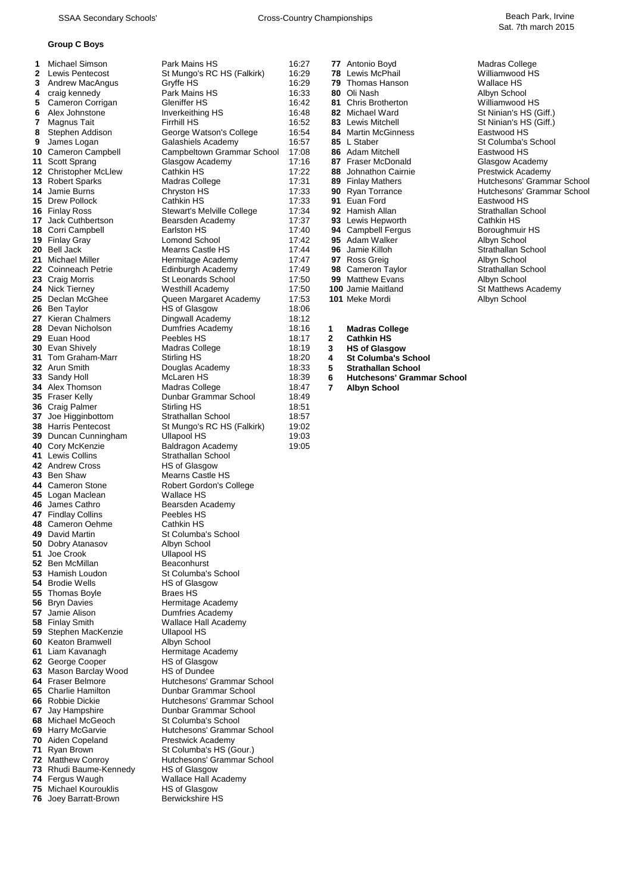## Group C Boys

| Pos | Name | School | Time |
|---|---|---|---|
| 1 | Michael Simson | Park Mains HS | 16:27 |
| 2 | Lewis Pentecost | St Mungo's RC HS (Falkirk) | 16:29 |
| 3 | Andrew MacAngus | Gryffe HS | 16:29 |
| 4 | craig kennedy | Park Mains HS | 16:33 |
| 5 | Cameron Corrigan | Gleniffer HS | 16:42 |
| 6 | Alex Johnstone | Inverkeithing HS | 16:48 |
| 7 | Magnus Tait | Firrhill HS | 16:52 |
| 8 | Stephen Addison | George Watson's College | 16:54 |
| 9 | James Logan | Galashiels Academy | 16:57 |
| 10 | Cameron Campbell | Campbeltown Grammar School | 17:08 |
| 11 | Scott Sprang | Glasgow Academy | 17:16 |
| 12 | Christopher McLlew | Cathkin HS | 17:22 |
| 13 | Robert Sparks | Madras College | 17:31 |
| 14 | Jamie Burns | Chryston HS | 17:33 |
| 15 | Drew Pollock | Cathkin HS | 17:33 |
| 16 | Finlay Ross | Stewart's Melville College | 17:34 |
| 17 | Jack Cuthbertson | Bearsden Academy | 17:37 |
| 18 | Corri Campbell | Earlston HS | 17:40 |
| 19 | Finlay Gray | Lomond School | 17:42 |
| 20 | Bell Jack | Mearns Castle HS | 17:44 |
| 21 | Michael Miller | Hermitage Academy | 17:47 |
| 22 | Coinneach Petrie | Edinburgh Academy | 17:49 |
| 23 | Craig Morris | St Leonards School | 17:50 |
| 24 | Nick Tierney | Westhill Academy | 17:50 |
| 25 | Declan McGhee | Queen Margaret Academy | 17:53 |
| 26 | Ben Taylor | HS of Glasgow | 18:06 |
| 27 | Kieran Chalmers | Dingwall Academy | 18:12 |
| 28 | Devan Nicholson | Dumfries Academy | 18:16 |
| 29 | Euan Hood | Peebles HS | 18:17 |
| 30 | Evan Shively | Madras College | 18:19 |
| 31 | Tom Graham-Marr | Stirling HS | 18:20 |
| 32 | Arun Smith | Douglas Academy | 18:33 |
| 33 | Sandy Holl | McLaren HS | 18:39 |
| 34 | Alex Thomson | Madras College | 18:47 |
| 35 | Fraser Kelly | Dunbar Grammar School | 18:49 |
| 36 | Craig Palmer | Stirling HS | 18:51 |
| 37 | Joe Higginbottom | Strathallan School | 18:57 |
| 38 | Harris Pentecost | St Mungo's RC HS (Falkirk) | 19:02 |
| 39 | Duncan Cunningham | Ullapool HS | 19:03 |
| 40 | Cory McKenzie | Baldragon Academy | 19:05 |
| 41 | Lewis Collins | Strathallan School | |
| 42 | Andrew Cross | HS of Glasgow | |
| 43 | Ben Shaw | Mearns Castle HS | |
| 44 | Cameron Stone | Robert Gordon's College | |
| 45 | Logan Maclean | Wallace HS | |
| 46 | James Cathro | Bearsden Academy | |
| 47 | Findlay Collins | Peebles HS | |
| 48 | Cameron Oehme | Cathkin HS | |
| 49 | David Martin | St Columba's School | |
| 50 | Dobry Atanasov | Albyn School | |
| 51 | Joe Crook | Ullapool HS | |
| 52 | Ben McMillan | Beaconhurst | |
| 53 | Hamish Loudon | St Columba's School | |
| 54 | Brodie Wells | HS of Glasgow | |
| 55 | Thomas Boyle | Braes HS | |
| 56 | Bryn Davies | Hermitage Academy | |
| 57 | Jamie Alison | Dumfries Academy | |
| 58 | Finlay Smith | Wallace Hall Academy | |
| 59 | Stephen MacKenzie | Ullapool HS | |
| 60 | Keaton Bramwell | Albyn School | |
| 61 | Liam Kavanagh | Hermitage Academy | |
| 62 | George Cooper | HS of Glasgow | |
| 63 | Mason Barclay Wood | HS of Dundee | |
| 64 | Fraser Belmore | Hutchesons' Grammar School | |
| 65 | Charlie Hamilton | Dunbar Grammar School | |
| 66 | Robbie Dickie | Hutchesons' Grammar School | |
| 67 | Jay Hampshire | Dunbar Grammar School | |
| 68 | Michael McGeoch | St Columba's School | |
| 69 | Harry McGarvie | Hutchesons' Grammar School | |
| 70 | Aiden Copeland | Prestwick Academy | |
| 71 | Ryan Brown | St Columba's HS (Gour.) | |
| 72 | Matthew Conroy | Hutchesons' Grammar School | |
| 73 | Rhudi Baume-Kennedy | HS of Glasgow | |
| 74 | Fergus Waugh | Wallace Hall Academy | |
| 75 | Michael Kourouklis | HS of Glasgow | |
| 76 | Joey Barratt-Brown | Berwickshire HS | |
| 77 | Antonio Boyd | Madras College | |
| 78 | Lewis McPhail | Williamwood HS | |
| 79 | Thomas Hanson | Wallace HS | |
| 80 | Oli Nash | Albyn School | |
| 81 | Chris Brotherton | Williamwood HS | |
| 82 | Michael Ward | St Ninian's HS (Giff.) | |
| 83 | Lewis Mitchell | St Ninian's HS (Giff.) | |
| 84 | Martin McGinness | Eastwood HS | |
| 85 | L Staber | St Columba's School | |
| 86 | Adam Mitchell | Eastwood HS | |
| 87 | Fraser McDonald | Glasgow Academy | |
| 88 | Johnathon Cairnie | Prestwick Academy | |
| 89 | Finlay Mathers | Hutchesons' Grammar School | |
| 90 | Ryan Torrance | Hutchesons' Grammar School | |
| 91 | Euan Ford | Eastwood HS | |
| 92 | Hamish Allan | Strathallan School | |
| 93 | Lewis Hepworth | Cathkin HS | |
| 94 | Campbell Fergus | Boroughmuir HS | |
| 95 | Adam Walker | Albyn School | |
| 96 | Jamie Killoh | Strathallan School | |
| 97 | Ross Greig | Albyn School | |
| 98 | Cameron Taylor | Strathallan School | |
| 99 | Matthew Evans | Albyn School | |
| 100 | Jamie Maitland | St Matthews Academy | |
| 101 | Meke Mordi | Albyn School | |

**Teams**

1. **Madras College**
2. **Cathkin HS**
3. **HS of Glasgow**
4. **St Columba's School**
5. **Strathallan School**
6. **Hutchesons' Grammar School**
7. **Albyn School**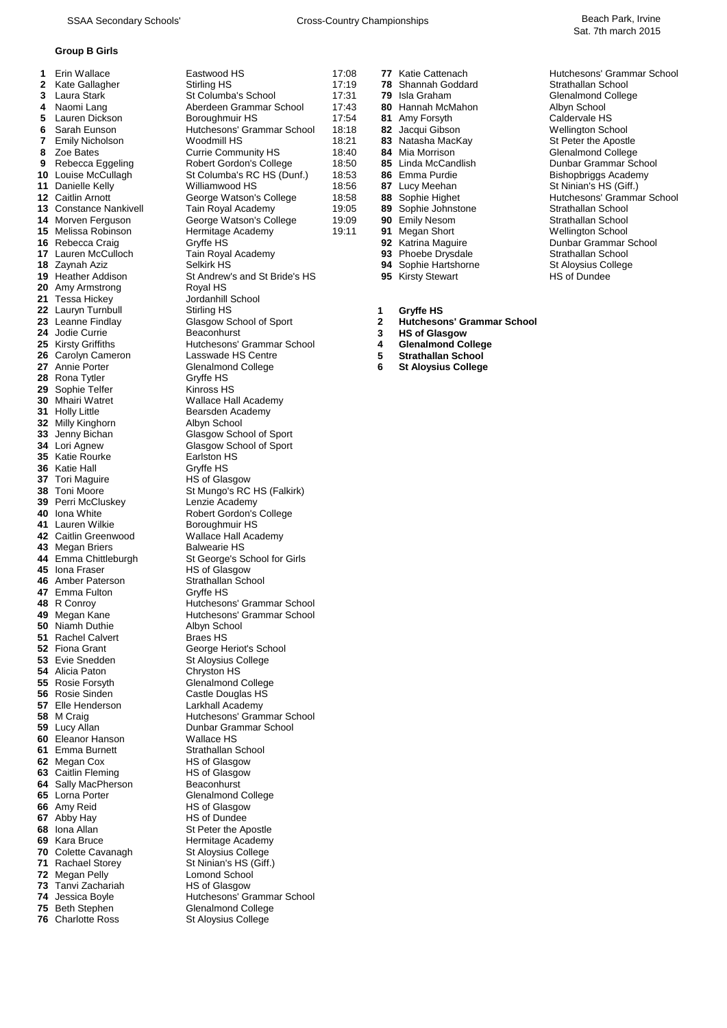SSAA Secondary Schools' Cross-Country Championships — Beach Park, Irvine, Sat. 7th march 2015

### Group B Girls

| Pos | Name | School | Time |
|---|---|---|---|
| 1 | Erin Wallace | Eastwood HS | 17:08 |
| 2 | Kate Gallagher | Stirling HS | 17:19 |
| 3 | Laura Stark | St Columba's School | 17:31 |
| 4 | Naomi Lang | Aberdeen Grammar School | 17:43 |
| 5 | Lauren Dickson | Boroughmuir HS | 17:54 |
| 6 | Sarah Eunson | Hutchesons' Grammar School | 18:18 |
| 7 | Emily Nicholson | Woodmill HS | 18:21 |
| 8 | Zoe Bates | Currie Community HS | 18:40 |
| 9 | Rebecca Eggeling | Robert Gordon's College | 18:50 |
| 10 | Louise McCullagh | St Columba's RC HS (Dunf.) | 18:53 |
| 11 | Danielle Kelly | Williamwood HS | 18:56 |
| 12 | Caitlin Arnott | George Watson's College | 18:58 |
| 13 | Constance Nankivell | Tain Royal Academy | 19:05 |
| 14 | Morven Ferguson | George Watson's College | 19:09 |
| 15 | Melissa Robinson | Hermitage Academy | 19:11 |
| 16 | Rebecca Craig | Gryffe HS | |
| 17 | Lauren McCulloch | Tain Royal Academy | |
| 18 | Zaynah Aziz | Selkirk HS | |
| 19 | Heather Addison | St Andrew's and St Bride's HS | |
| 20 | Amy Armstrong | Royal HS | |
| 21 | Tessa Hickey | Jordanhill School | |
| 22 | Lauryn Turnbull | Stirling HS | |
| 23 | Leanne Findlay | Glasgow School of Sport | |
| 24 | Jodie Currie | Beaconhurst | |
| 25 | Kirsty Griffiths | Hutchesons' Grammar School | |
| 26 | Carolyn Cameron | Lasswade HS Centre | |
| 27 | Annie Porter | Glenalmond College | |
| 28 | Rona Tytler | Gryffe HS | |
| 29 | Sophie Telfer | Kinross HS | |
| 30 | Mhairi Watret | Wallace Hall Academy | |
| 31 | Holly Little | Bearsden Academy | |
| 32 | Milly Kinghorn | Albyn School | |
| 33 | Jenny Bichan | Glasgow School of Sport | |
| 34 | Lori Agnew | Glasgow School of Sport | |
| 35 | Katie Rourke | Earlston HS | |
| 36 | Katie Hall | Gryffe HS | |
| 37 | Tori Maguire | HS of Glasgow | |
| 38 | Toni Moore | St Mungo's RC HS (Falkirk) | |
| 39 | Perri McCluskey | Lenzie Academy | |
| 40 | Iona White | Robert Gordon's College | |
| 41 | Lauren Wilkie | Boroughmuir HS | |
| 42 | Caitlin Greenwood | Wallace Hall Academy | |
| 43 | Megan Briers | Balwearie HS | |
| 44 | Emma Chittleburgh | St George's School for Girls | |
| 45 | Iona Fraser | HS of Glasgow | |
| 46 | Amber Paterson | Strathallan School | |
| 47 | Emma Fulton | Gryffe HS | |
| 48 | R Conroy | Hutchesons' Grammar School | |
| 49 | Megan Kane | Hutchesons' Grammar School | |
| 50 | Niamh Duthie | Albyn School | |
| 51 | Rachel Calvert | Braes HS | |
| 52 | Fiona Grant | George Heriot's School | |
| 53 | Evie Snedden | St Aloysius College | |
| 54 | Alicia Paton | Chryston HS | |
| 55 | Rosie Forsyth | Glenalmond College | |
| 56 | Rosie Sinden | Castle Douglas HS | |
| 57 | Elle Henderson | Larkhall Academy | |
| 58 | M Craig | Hutchesons' Grammar School | |
| 59 | Lucy Allan | Dunbar Grammar School | |
| 60 | Eleanor Hanson | Wallace HS | |
| 61 | Emma Burnett | Strathallan School | |
| 62 | Megan Cox | HS of Glasgow | |
| 63 | Caitlin Fleming | HS of Glasgow | |
| 64 | Sally MacPherson | Beaconhurst | |
| 65 | Lorna Porter | Glenalmond College | |
| 66 | Amy Reid | HS of Glasgow | |
| 67 | Abby Hay | HS of Dundee | |
| 68 | Iona Allan | St Peter the Apostle | |
| 69 | Kara Bruce | Hermitage Academy | |
| 70 | Colette Cavanagh | St Aloysius College | |
| 71 | Rachael Storey | St Ninian's HS (Giff.) | |
| 72 | Megan Pelly | Lomond School | |
| 73 | Tanvi Zachariah | HS of Glasgow | |
| 74 | Jessica Boyle | Hutchesons' Grammar School | |
| 75 | Beth Stephen | Glenalmond College | |
| 76 | Charlotte Ross | St Aloysius College | |
| 77 | Katie Cattenach | Hutchesons' Grammar School | |
| 78 | Shannah Goddard | Strathallan School | |
| 79 | Isla Graham | Glenalmond College | |
| 80 | Hannah McMahon | Albyn School | |
| 81 | Amy Forsyth | Caldervale HS | |
| 82 | Jacqui Gibson | Wellington School | |
| 83 | Natasha MacKay | St Peter the Apostle | |
| 84 | Mia Morrison | Glenalmond College | |
| 85 | Linda McCandlish | Dunbar Grammar School | |
| 86 | Emma Purdie | Bishopbriggs Academy | |
| 87 | Lucy Meehan | St Ninian's HS (Giff.) | |
| 88 | Sophie Highet | Hutchesons' Grammar School | |
| 89 | Sophie Johnstone | Strathallan School | |
| 90 | Emily Nesom | Strathallan School | |
| 91 | Megan Short | Wellington School | |
| 92 | Katrina Maguire | Dunbar Grammar School | |
| 93 | Phoebe Drysdale | Strathallan School | |
| 94 | Sophie Hartshorne | St Aloysius College | |
| 95 | Kirsty Stewart | HS of Dundee | |

**1 Gryffe HS**
**2 Hutchesons' Grammar School**
**3 HS of Glasgow**
**4 Glenalmond College**
**5 Strathallan School**
**6 St Aloysius College**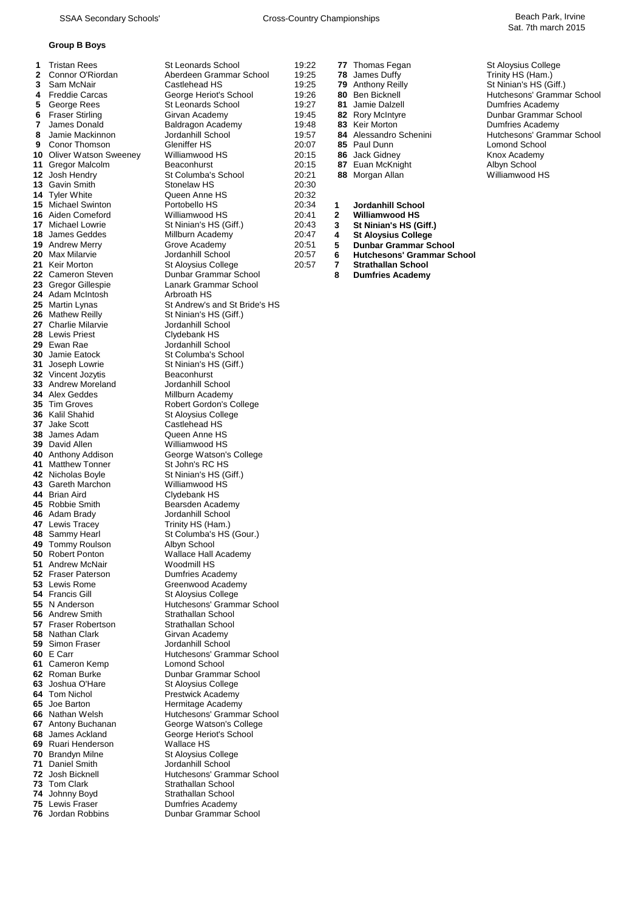## Group B Boys

| Pos | Name | School | Time |
|---|---|---|---|
| 1 | Tristan Rees | St Leonards School | 19:22 |
| 2 | Connor O'Riordan | Aberdeen Grammar School | 19:25 |
| 3 | Sam McNair | Castlehead HS | 19:25 |
| 4 | Freddie Carcas | George Heriot's School | 19:26 |
| 5 | George Rees | St Leonards School | 19:27 |
| 6 | Fraser Stirling | Girvan Academy | 19:45 |
| 7 | James Donald | Baldragon Academy | 19:48 |
| 8 | Jamie Mackinnon | Jordanhill School | 19:57 |
| 9 | Conor Thomson | Gleniffer HS | 20:07 |
| 10 | Oliver Watson Sweeney | Williamwood HS | 20:15 |
| 11 | Gregor Malcolm | Beaconhurst | 20:15 |
| 12 | Josh Hendry | St Columba's School | 20:21 |
| 13 | Gavin Smith | Stonelaw HS | 20:30 |
| 14 | Tyler White | Queen Anne HS | 20:32 |
| 15 | Michael Swinton | Portobello HS | 20:34 |
| 16 | Aiden Comeford | Williamwood HS | 20:41 |
| 17 | Michael Lowrie | St Ninian's HS (Giff.) | 20:43 |
| 18 | James Geddes | Millburn Academy | 20:47 |
| 19 | Andrew Merry | Grove Academy | 20:51 |
| 20 | Max Milarvie | Jordanhill School | 20:57 |
| 21 | Keir Morton | St Aloysius College | 20:57 |
| 22 | Cameron Steven | Dunbar Grammar School | |
| 23 | Gregor Gillespie | Lanark Grammar School | |
| 24 | Adam McIntosh | Arbroath HS | |
| 25 | Martin Lynas | St Andrew's and St Bride's HS | |
| 26 | Mathew Reilly | St Ninian's HS (Giff.) | |
| 27 | Charlie Milarvie | Jordanhill School | |
| 28 | Lewis Priest | Clydebank HS | |
| 29 | Ewan Rae | Jordanhill School | |
| 30 | Jamie Eatock | St Columba's School | |
| 31 | Joseph Lowrie | St Ninian's HS (Giff.) | |
| 32 | Vincent Jozytis | Beaconhurst | |
| 33 | Andrew Moreland | Jordanhill School | |
| 34 | Alex Geddes | Millburn Academy | |
| 35 | Tim Groves | Robert Gordon's College | |
| 36 | Kalil Shahid | St Aloysius College | |
| 37 | Jake Scott | Castlehead HS | |
| 38 | James Adam | Queen Anne HS | |
| 39 | David Allen | Williamwood HS | |
| 40 | Anthony Addison | George Watson's College | |
| 41 | Matthew Tonner | St John's RC HS | |
| 42 | Nicholas Boyle | St Ninian's HS (Giff.) | |
| 43 | Gareth Marchon | Williamwood HS | |
| 44 | Brian Aird | Clydebank HS | |
| 45 | Robbie Smith | Bearsden Academy | |
| 46 | Adam Brady | Jordanhill School | |
| 47 | Lewis Tracey | Trinity HS (Ham.) | |
| 48 | Sammy Hearl | St Columba's HS (Gour.) | |
| 49 | Tommy Roulson | Albyn School | |
| 50 | Robert Ponton | Wallace Hall Academy | |
| 51 | Andrew McNair | Woodmill HS | |
| 52 | Fraser Paterson | Dumfries Academy | |
| 53 | Lewis Rome | Greenwood Academy | |
| 54 | Francis Gill | St Aloysius College | |
| 55 | N Anderson | Hutchesons' Grammar School | |
| 56 | Andrew Smith | Strathallan School | |
| 57 | Fraser Robertson | Strathallan School | |
| 58 | Nathan Clark | Girvan Academy | |
| 59 | Simon Fraser | Jordanhill School | |
| 60 | E Carr | Hutchesons' Grammar School | |
| 61 | Cameron Kemp | Lomond School | |
| 62 | Roman Burke | Dunbar Grammar School | |
| 63 | Joshua O'Hare | St Aloysius College | |
| 64 | Tom Nichol | Prestwick Academy | |
| 65 | Joe Barton | Hermitage Academy | |
| 66 | Nathan Welsh | Hutchesons' Grammar School | |
| 67 | Antony Buchanan | George Watson's College | |
| 68 | James Ackland | George Heriot's School | |
| 69 | Ruari Henderson | Wallace HS | |
| 70 | Brandyn Milne | St Aloysius College | |
| 71 | Daniel Smith | Jordanhill School | |
| 72 | Josh Bicknell | Hutchesons' Grammar School | |
| 73 | Tom Clark | Strathallan School | |
| 74 | Johnny Boyd | Strathallan School | |
| 75 | Lewis Fraser | Dumfries Academy | |
| 76 | Jordan Robbins | Dunbar Grammar School | |
| 77 | Thomas Fegan | St Aloysius College | |
| 78 | James Duffy | Trinity HS (Ham.) | |
| 79 | Anthony Reilly | St Ninian's HS (Giff.) | |
| 80 | Ben Bicknell | Hutchesons' Grammar School | |
| 81 | Jamie Dalzell | Dumfries Academy | |
| 82 | Rory McIntyre | Dunbar Grammar School | |
| 83 | Keir Morton | Dumfries Academy | |
| 84 | Alessandro Schenini | Hutchesons' Grammar School | |
| 85 | Paul Dunn | Lomond School | |
| 86 | Jack Gidney | Knox Academy | |
| 87 | Euan McKnight | Albyn School | |
| 88 | Morgan Allan | Williamwood HS | |

**1 Jordanhill School**
**2 Williamwood HS**
**3 St Ninian's HS (Giff.)**
**4 St Aloysius College**
**5 Dunbar Grammar School**
**6 Hutchesons' Grammar School**
**7 Strathallan School**
**8 Dumfries Academy**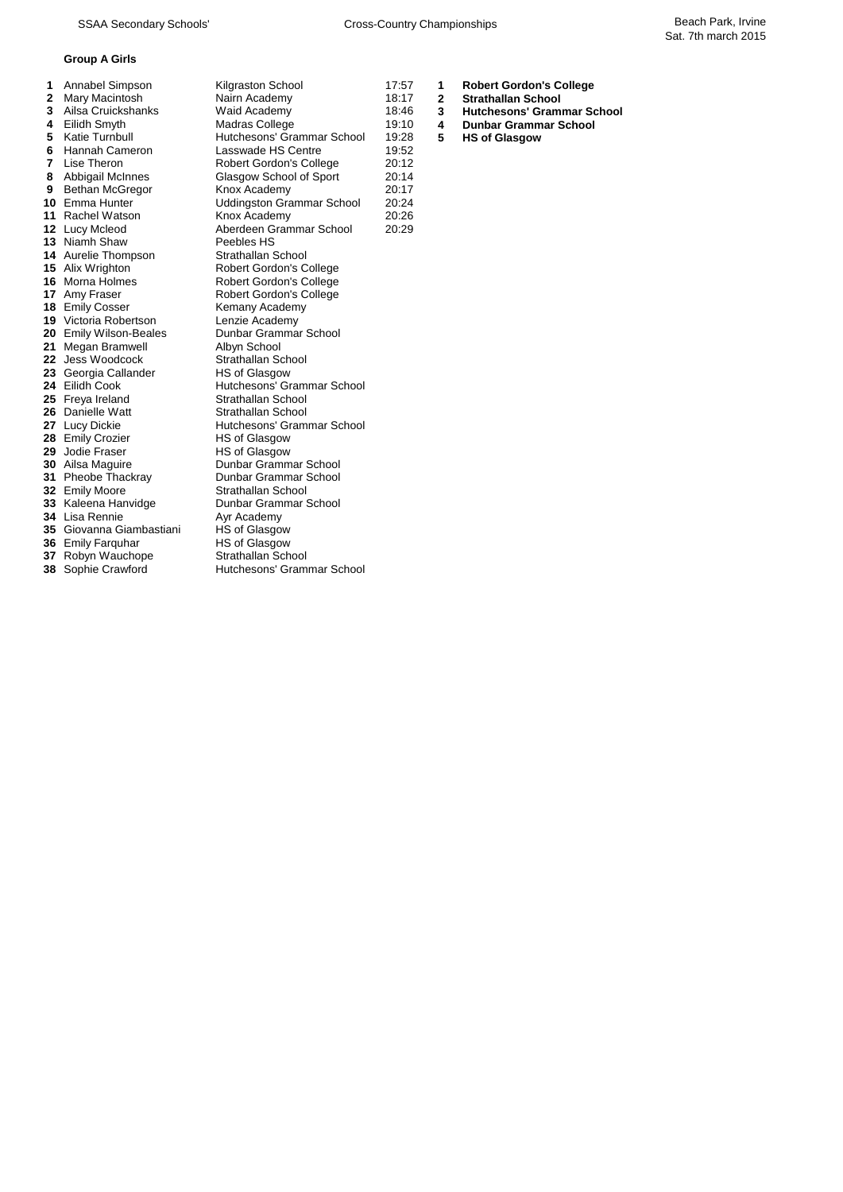SSAA Secondary Schools' Cross-Country Championships — Beach Park, Irvine, Sat. 7th march 2015

### Group A Girls

| Pos | Name | School | Time |
|---|---|---|---|
| 1 | Annabel Simpson | Kilgraston School | 17:57 |
| 2 | Mary Macintosh | Nairn Academy | 18:17 |
| 3 | Ailsa Cruickshanks | Waid Academy | 18:46 |
| 4 | Eilidh Smyth | Madras College | 19:10 |
| 5 | Katie Turnbull | Hutchesons' Grammar School | 19:28 |
| 6 | Hannah Cameron | Lasswade HS Centre | 19:52 |
| 7 | Lise Theron | Robert Gordon's College | 20:12 |
| 8 | Abbigail McInnes | Glasgow School of Sport | 20:14 |
| 9 | Bethan McGregor | Knox Academy | 20:17 |
| 10 | Emma Hunter | Uddingston Grammar School | 20:24 |
| 11 | Rachel Watson | Knox Academy | 20:26 |
| 12 | Lucy Mcleod | Aberdeen Grammar School | 20:29 |
| 13 | Niamh Shaw | Peebles HS | |
| 14 | Aurelie Thompson | Strathallan School | |
| 15 | Alix Wrighton | Robert Gordon's College | |
| 16 | Morna Holmes | Robert Gordon's College | |
| 17 | Amy Fraser | Robert Gordon's College | |
| 18 | Emily Cosser | Kemany Academy | |
| 19 | Victoria Robertson | Lenzie Academy | |
| 20 | Emily Wilson-Beales | Dunbar Grammar School | |
| 21 | Megan Bramwell | Albyn School | |
| 22 | Jess Woodcock | Strathallan School | |
| 23 | Georgia Callander | HS of Glasgow | |
| 24 | Eilidh Cook | Hutchesons' Grammar School | |
| 25 | Freya Ireland | Strathallan School | |
| 26 | Danielle Watt | Strathallan School | |
| 27 | Lucy Dickie | Hutchesons' Grammar School | |
| 28 | Emily Crozier | HS of Glasgow | |
| 29 | Jodie Fraser | HS of Glasgow | |
| 30 | Ailsa Maguire | Dunbar Grammar School | |
| 31 | Pheobe Thackray | Dunbar Grammar School | |
| 32 | Emily Moore | Strathallan School | |
| 33 | Kaleena Hanvidge | Dunbar Grammar School | |
| 34 | Lisa Rennie | Ayr Academy | |
| 35 | Giovanna Giambastiani | HS of Glasgow | |
| 36 | Emily Farquhar | HS of Glasgow | |
| 37 | Robyn Wauchope | Strathallan School | |
| 38 | Sophie Crawford | Hutchesons' Grammar School | |

**Team results**

| Pos | School |
|---|---|
| **1** | **Robert Gordon's College** |
| **2** | **Strathallan School** |
| **3** | **Hutchesons' Grammar School** |
| **4** | **Dunbar Grammar School** |
| **5** | **HS of Glasgow** |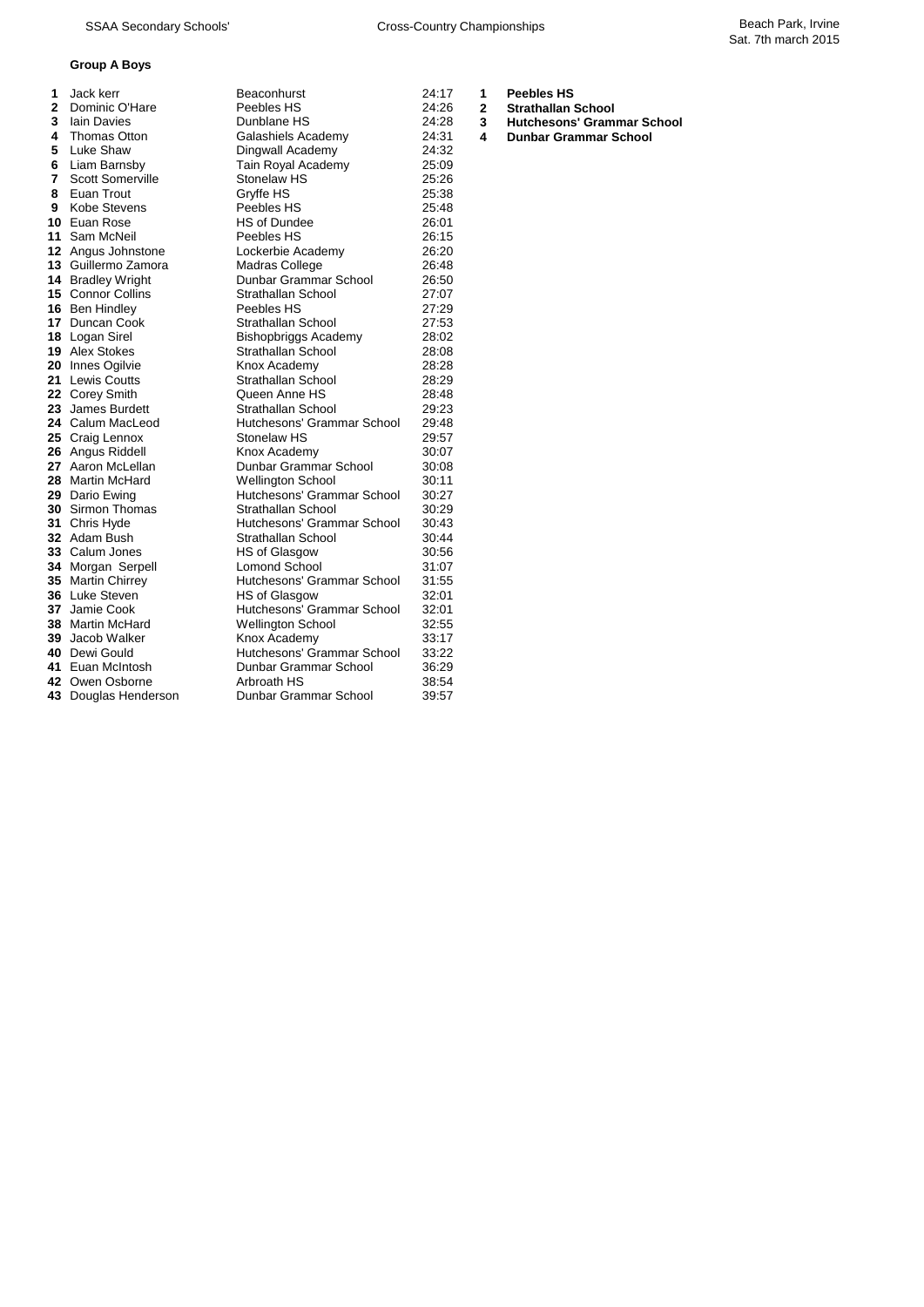### Group A Boys

| | | | |
|---|---|---|---|
| **1** | Jack kerr | Beaconhurst | 24:17 |
| **2** | Dominic O'Hare | Peebles HS | 24:26 |
| **3** | Iain Davies | Dunblane HS | 24:28 |
| **4** | Thomas Otton | Galashiels Academy | 24:31 |
| **5** | Luke Shaw | Dingwall Academy | 24:32 |
| **6** | Liam Barnsby | Tain Royal Academy | 25:09 |
| **7** | Scott Somerville | Stonelaw HS | 25:26 |
| **8** | Euan Trout | Gryffe HS | 25:38 |
| **9** | Kobe Stevens | Peebles HS | 25:48 |
| **10** | Euan Rose | HS of Dundee | 26:01 |
| **11** | Sam McNeil | Peebles HS | 26:15 |
| **12** | Angus Johnstone | Lockerbie Academy | 26:20 |
| **13** | Guillermo Zamora | Madras College | 26:48 |
| **14** | Bradley Wright | Dunbar Grammar School | 26:50 |
| **15** | Connor Collins | Strathallan School | 27:07 |
| **16** | Ben Hindley | Peebles HS | 27:29 |
| **17** | Duncan Cook | Strathallan School | 27:53 |
| **18** | Logan Sirel | Bishopbriggs Academy | 28:02 |
| **19** | Alex Stokes | Strathallan School | 28:08 |
| **20** | Innes Ogilvie | Knox Academy | 28:28 |
| **21** | Lewis Coutts | Strathallan School | 28:29 |
| **22** | Corey Smith | Queen Anne HS | 28:48 |
| **23** | James Burdett | Strathallan School | 29:23 |
| **24** | Calum MacLeod | Hutchesons' Grammar School | 29:48 |
| **25** | Craig Lennox | Stonelaw HS | 29:57 |
| **26** | Angus Riddell | Knox Academy | 30:07 |
| **27** | Aaron McLellan | Dunbar Grammar School | 30:08 |
| **28** | Martin McHard | Wellington School | 30:11 |
| **29** | Dario Ewing | Hutchesons' Grammar School | 30:27 |
| **30** | Sirmon Thomas | Strathallan School | 30:29 |
| **31** | Chris Hyde | Hutchesons' Grammar School | 30:43 |
| **32** | Adam Bush | Strathallan School | 30:44 |
| **33** | Calum Jones | HS of Glasgow | 30:56 |
| **34** | Morgan Serpell | Lomond School | 31:07 |
| **35** | Martin Chirrey | Hutchesons' Grammar School | 31:55 |
| **36** | Luke Steven | HS of Glasgow | 32:01 |
| **37** | Jamie Cook | Hutchesons' Grammar School | 32:01 |
| **38** | Martin McHard | Wellington School | 32:55 |
| **39** | Jacob Walker | Knox Academy | 33:17 |
| **40** | Dewi Gould | Hutchesons' Grammar School | 33:22 |
| **41** | Euan McIntosh | Dunbar Grammar School | 36:29 |
| **42** | Owen Osborne | Arbroath HS | 38:54 |
| **43** | Douglas Henderson | Dunbar Grammar School | 39:57 |

| | |
|---|---|
| **1** | **Peebles HS** |
| **2** | **Strathallan School** |
| **3** | **Hutchesons' Grammar School** |
| **4** | **Dunbar Grammar School** |